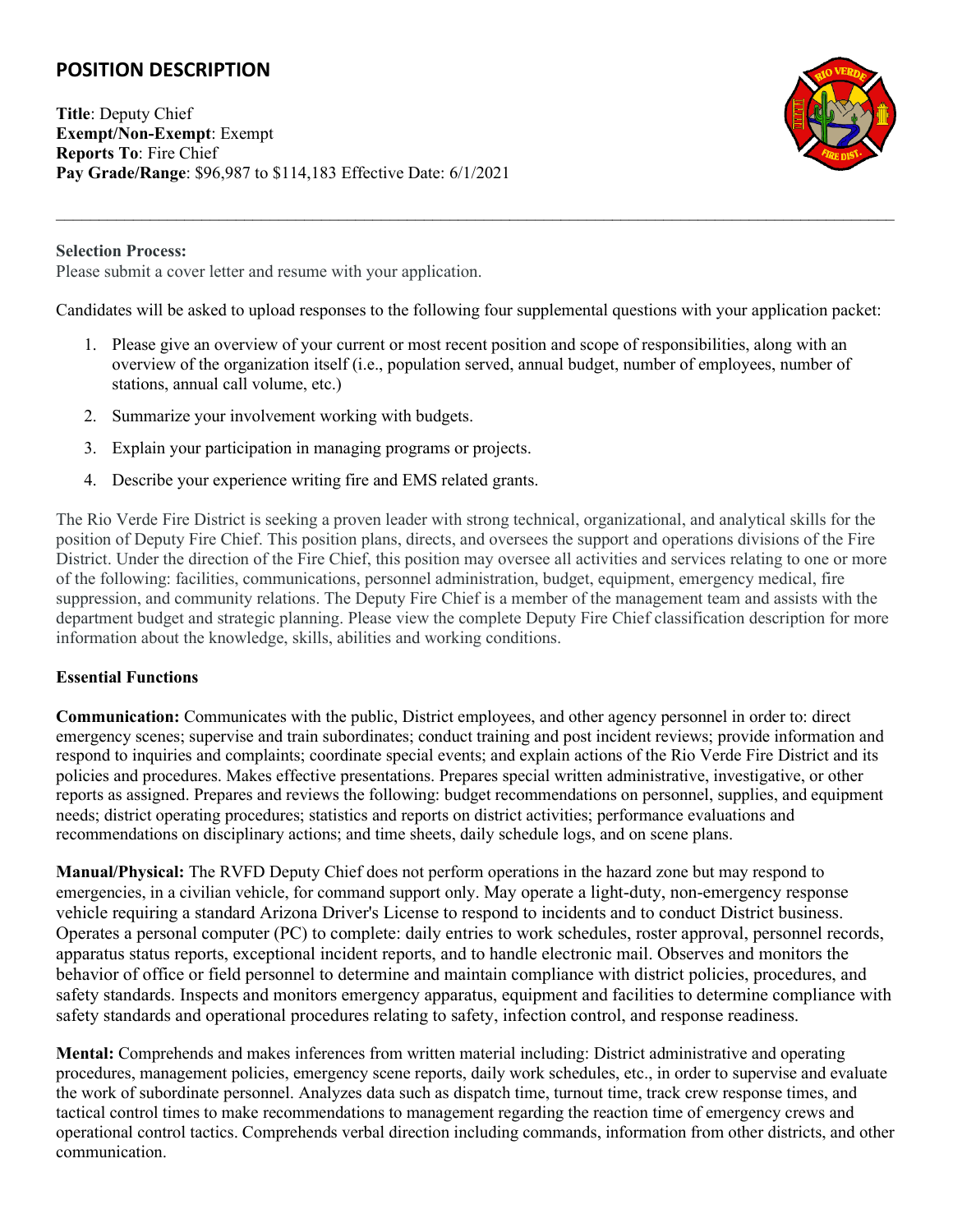# POSITION DESCRIPTION

**Title**: Deputy Chief
**Exempt/Non-Exempt**: Exempt
**Reports To**: Fire Chief
**Pay Grade/Range**: $96,987 to $114,183 Effective Date: 6/1/2021

---

**Selection Process:**
Please submit a cover letter and resume with your application.

Candidates will be asked to upload responses to the following four supplemental questions with your application packet:

1. Please give an overview of your current or most recent position and scope of responsibilities, along with an overview of the organization itself (i.e., population served, annual budget, number of employees, number of stations, annual call volume, etc.)
2. Summarize your involvement working with budgets.
3. Explain your participation in managing programs or projects.
4. Describe your experience writing fire and EMS related grants.

The Rio Verde Fire District is seeking a proven leader with strong technical, organizational, and analytical skills for the position of Deputy Fire Chief. This position plans, directs, and oversees the support and operations divisions of the Fire District. Under the direction of the Fire Chief, this position may oversee all activities and services relating to one or more of the following: facilities, communications, personnel administration, budget, equipment, emergency medical, fire suppression, and community relations. The Deputy Fire Chief is a member of the management team and assists with the department budget and strategic planning. Please view the complete Deputy Fire Chief classification description for more information about the knowledge, skills, abilities and working conditions.

**Essential Functions**

**Communication:** Communicates with the public, District employees, and other agency personnel in order to: direct emergency scenes; supervise and train subordinates; conduct training and post incident reviews; provide information and respond to inquiries and complaints; coordinate special events; and explain actions of the Rio Verde Fire District and its policies and procedures. Makes effective presentations. Prepares special written administrative, investigative, or other reports as assigned. Prepares and reviews the following: budget recommendations on personnel, supplies, and equipment needs; district operating procedures; statistics and reports on district activities; performance evaluations and recommendations on disciplinary actions; and time sheets, daily schedule logs, and on scene plans.

**Manual/Physical:** The RVFD Deputy Chief does not perform operations in the hazard zone but may respond to emergencies, in a civilian vehicle, for command support only. May operate a light-duty, non-emergency response vehicle requiring a standard Arizona Driver's License to respond to incidents and to conduct District business. Operates a personal computer (PC) to complete: daily entries to work schedules, roster approval, personnel records, apparatus status reports, exceptional incident reports, and to handle electronic mail. Observes and monitors the behavior of office or field personnel to determine and maintain compliance with district policies, procedures, and safety standards. Inspects and monitors emergency apparatus, equipment and facilities to determine compliance with safety standards and operational procedures relating to safety, infection control, and response readiness.

**Mental:** Comprehends and makes inferences from written material including: District administrative and operating procedures, management policies, emergency scene reports, daily work schedules, etc., in order to supervise and evaluate the work of subordinate personnel. Analyzes data such as dispatch time, turnout time, track crew response times, and tactical control times to make recommendations to management regarding the reaction time of emergency crews and operational control tactics. Comprehends verbal direction including commands, information from other districts, and other communication.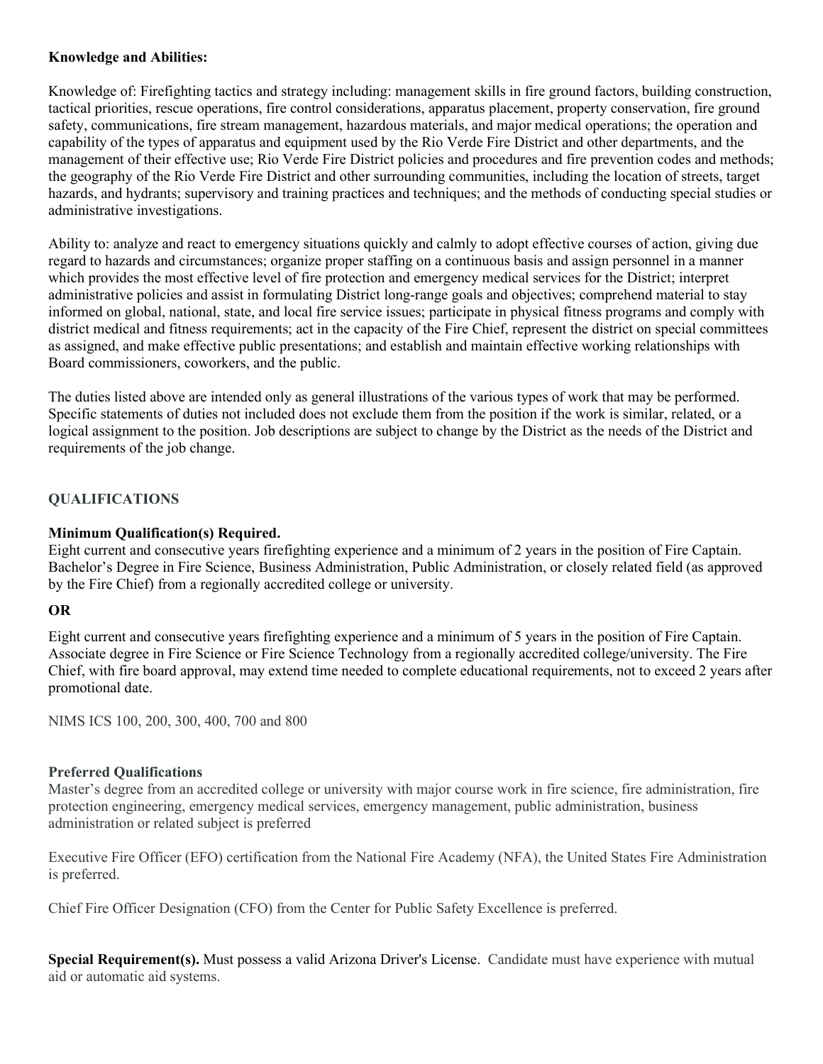**Knowledge and Abilities:**

Knowledge of: Firefighting tactics and strategy including: management skills in fire ground factors, building construction, tactical priorities, rescue operations, fire control considerations, apparatus placement, property conservation, fire ground safety, communications, fire stream management, hazardous materials, and major medical operations; the operation and capability of the types of apparatus and equipment used by the Rio Verde Fire District and other departments, and the management of their effective use; Rio Verde Fire District policies and procedures and fire prevention codes and methods; the geography of the Rio Verde Fire District and other surrounding communities, including the location of streets, target hazards, and hydrants; supervisory and training practices and techniques; and the methods of conducting special studies or administrative investigations.

Ability to: analyze and react to emergency situations quickly and calmly to adopt effective courses of action, giving due regard to hazards and circumstances; organize proper staffing on a continuous basis and assign personnel in a manner which provides the most effective level of fire protection and emergency medical services for the District; interpret administrative policies and assist in formulating District long-range goals and objectives; comprehend material to stay informed on global, national, state, and local fire service issues; participate in physical fitness programs and comply with district medical and fitness requirements; act in the capacity of the Fire Chief, represent the district on special committees as assigned, and make effective public presentations; and establish and maintain effective working relationships with Board commissioners, coworkers, and the public.

The duties listed above are intended only as general illustrations of the various types of work that may be performed. Specific statements of duties not included does not exclude them from the position if the work is similar, related, or a logical assignment to the position. Job descriptions are subject to change by the District as the needs of the District and requirements of the job change.

## QUALIFICATIONS

**Minimum Qualification(s) Required.**
Eight current and consecutive years firefighting experience and a minimum of 2 years in the position of Fire Captain. Bachelor's Degree in Fire Science, Business Administration, Public Administration, or closely related field (as approved by the Fire Chief) from a regionally accredited college or university.

**OR**

Eight current and consecutive years firefighting experience and a minimum of 5 years in the position of Fire Captain. Associate degree in Fire Science or Fire Science Technology from a regionally accredited college/university. The Fire Chief, with fire board approval, may extend time needed to complete educational requirements, not to exceed 2 years after promotional date.

NIMS ICS 100, 200, 300, 400, 700 and 800

**Preferred Qualifications**
Master's degree from an accredited college or university with major course work in fire science, fire administration, fire protection engineering, emergency medical services, emergency management, public administration, business administration or related subject is preferred

Executive Fire Officer (EFO) certification from the National Fire Academy (NFA), the United States Fire Administration is preferred.

Chief Fire Officer Designation (CFO) from the Center for Public Safety Excellence is preferred.

**Special Requirement(s).** Must possess a valid Arizona Driver's License. Candidate must have experience with mutual aid or automatic aid systems.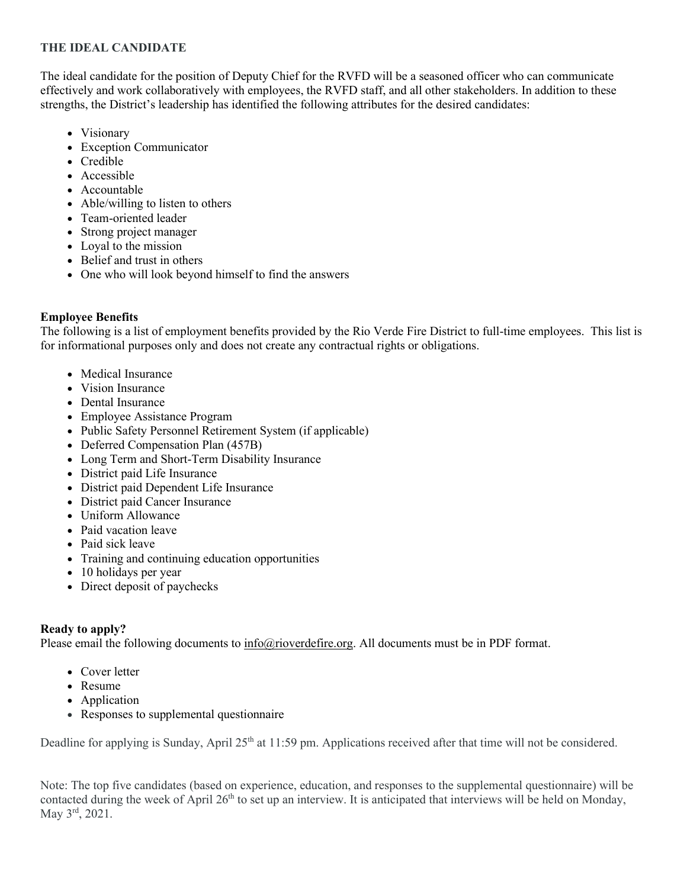## THE IDEAL CANDIDATE

The ideal candidate for the position of Deputy Chief for the RVFD will be a seasoned officer who can communicate effectively and work collaboratively with employees, the RVFD staff, and all other stakeholders. In addition to these strengths, the District's leadership has identified the following attributes for the desired candidates:

- Visionary
- Exception Communicator
- Credible
- Accessible
- Accountable
- Able/willing to listen to others
- Team-oriented leader
- Strong project manager
- Loyal to the mission
- Belief and trust in others
- One who will look beyond himself to find the answers

**Employee Benefits**

The following is a list of employment benefits provided by the Rio Verde Fire District to full-time employees. This list is for informational purposes only and does not create any contractual rights or obligations.

- Medical Insurance
- Vision Insurance
- Dental Insurance
- Employee Assistance Program
- Public Safety Personnel Retirement System (if applicable)
- Deferred Compensation Plan (457B)
- Long Term and Short-Term Disability Insurance
- District paid Life Insurance
- District paid Dependent Life Insurance
- District paid Cancer Insurance
- Uniform Allowance
- Paid vacation leave
- Paid sick leave
- Training and continuing education opportunities
- 10 holidays per year
- Direct deposit of paychecks

**Ready to apply?**

Please email the following documents to info@rioverdefire.org. All documents must be in PDF format.

- Cover letter
- Resume
- Application
- Responses to supplemental questionnaire

Deadline for applying is Sunday, April 25th at 11:59 pm. Applications received after that time will not be considered.

Note: The top five candidates (based on experience, education, and responses to the supplemental questionnaire) will be contacted during the week of April 26th to set up an interview. It is anticipated that interviews will be held on Monday, May 3rd, 2021.